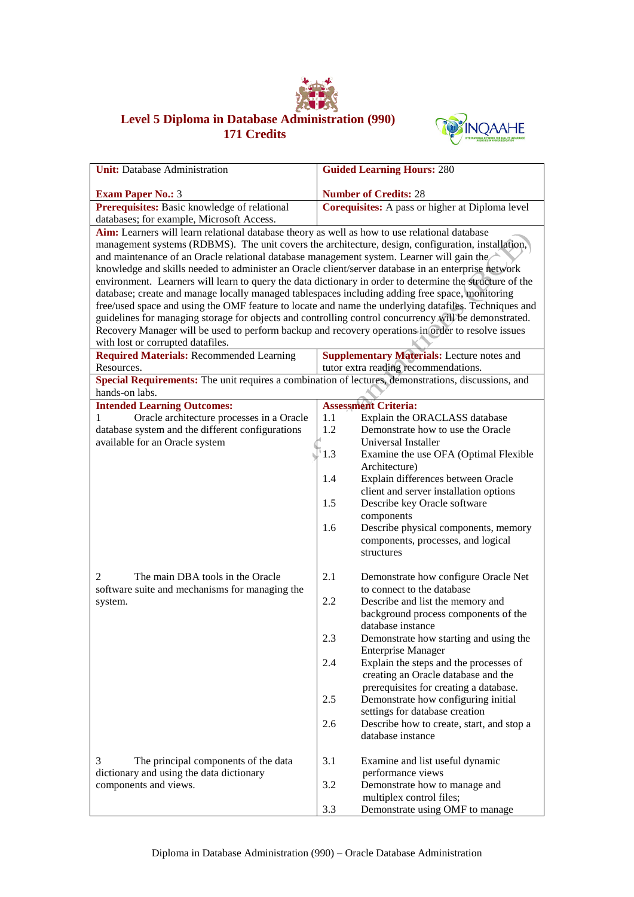# Level 5 Diploma in Database Administration (990)
## 171 Credits

| Unit: Database Administration<br><br>Exam Paper No.: 3 | Guided Learning Hours: 280<br><br>Number of Credits: 28 |
|---|---|
| **Prerequisites:** Basic knowledge of relational databases; for example, Microsoft Access. | **Corequisites:** A pass or higher at Diploma level |
| **Aim:** Learners will learn relational database theory as well as how to use relational database management systems (RDBMS). The unit covers the architecture, design, configuration, installation, and maintenance of an Oracle relational database management system. Learner will gain the knowledge and skills needed to administer an Oracle client/server database in an enterprise network environment. Learners will learn to query the data dictionary in order to determine the structure of the database; create and manage locally managed tablespaces including adding free space, monitoring free/used space and using the OMF feature to locate and name the underlying datafiles. Techniques and guidelines for managing storage for objects and controlling control concurrency will be demonstrated. Recovery Manager will be used to perform backup and recovery operations in order to resolve issues with lost or corrupted datafiles. | |
| **Required Materials:** Recommended Learning Resources. | **Supplementary Materials:** Lecture notes and tutor extra reading recommendations. |
| **Special Requirements:** The unit requires a combination of lectures, demonstrations, discussions, and hands-on labs. | |
| **Intended Learning Outcomes:** | **Assessment Criteria:** |
| 1 Oracle architecture processes in a Oracle database system and the different configurations available for an Oracle system | 1.1 Explain the ORACLASS database<br>1.2 Demonstrate how to use the Oracle Universal Installer<br>1.3 Examine the use OFA (Optimal Flexible Architecture)<br>1.4 Explain differences between Oracle client and server installation options<br>1.5 Describe key Oracle software components<br>1.6 Describe physical components, memory components, processes, and logical structures |
| 2 The main DBA tools in the Oracle software suite and mechanisms for managing the system. | 2.1 Demonstrate how configure Oracle Net to connect to the database<br>2.2 Describe and list the memory and background process components of the database instance<br>2.3 Demonstrate how starting and using the Enterprise Manager<br>2.4 Explain the steps and the processes of creating an Oracle database and the prerequisites for creating a database.<br>2.5 Demonstrate how configuring initial settings for database creation<br>2.6 Describe how to create, start, and stop a database instance |
| 3 The principal components of the data dictionary and using the data dictionary components and views. | 3.1 Examine and list useful dynamic performance views<br>3.2 Demonstrate how to manage and multiplex control files;<br>3.3 Demonstrate using OMF to manage |

Diploma in Database Administration (990) – Oracle Database Administration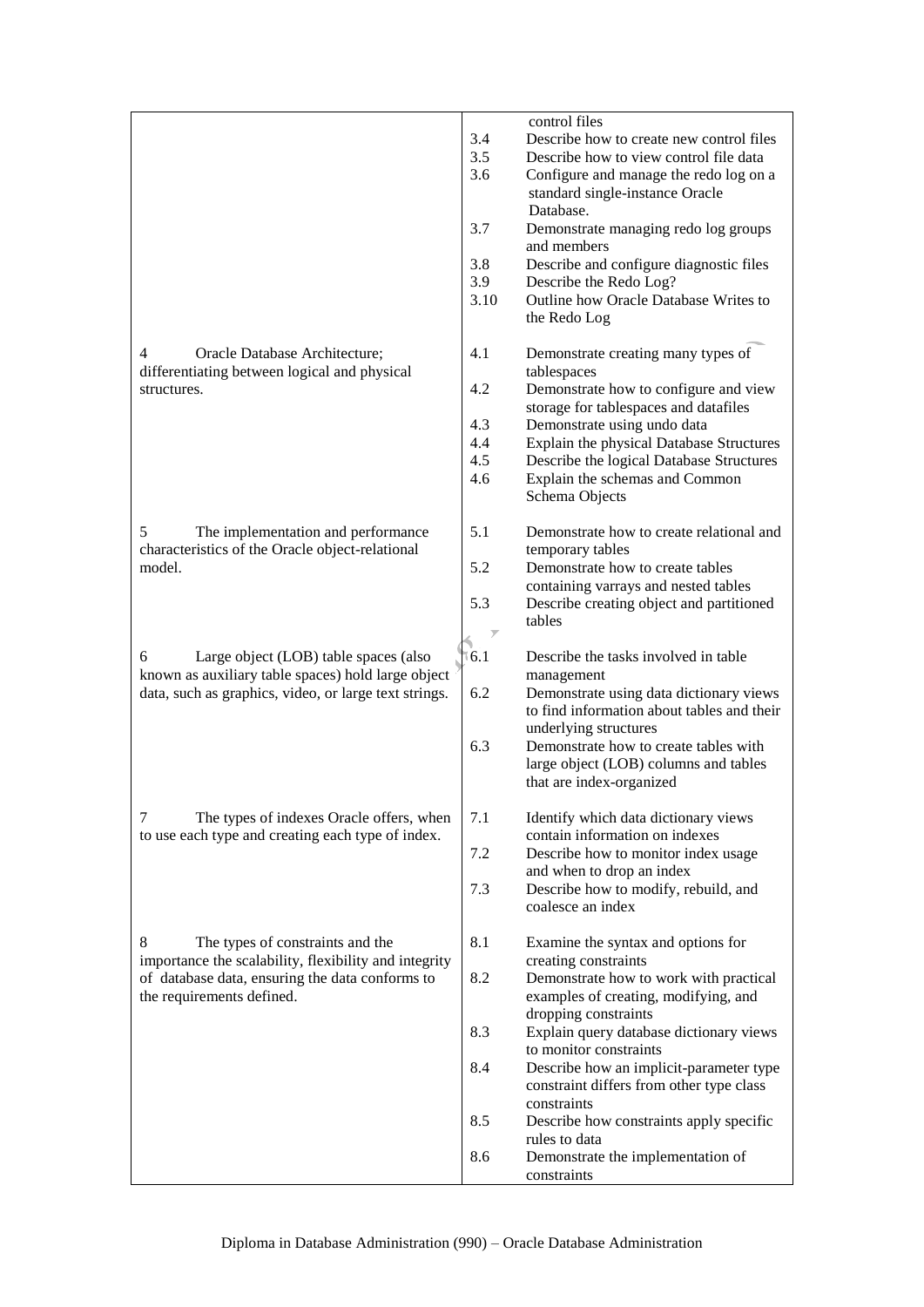| | | |
|---|---|---|
| | | control files |
| | 3.4 | Describe how to create new control files |
| | 3.5 | Describe how to view control file data |
| | 3.6 | Configure and manage the redo log on a standard single-instance Oracle Database. |
| | 3.7 | Demonstrate managing redo log groups and members |
| | 3.8 | Describe and configure diagnostic files |
| | 3.9 | Describe the Redo Log? |
| | 3.10 | Outline how Oracle Database Writes to the Redo Log |
| 4 Oracle Database Architecture; differentiating between logical and physical structures. | 4.1 | Demonstrate creating many types of tablespaces |
| | 4.2 | Demonstrate how to configure and view storage for tablespaces and datafiles |
| | 4.3 | Demonstrate using undo data |
| | 4.4 | Explain the physical Database Structures |
| | 4.5 | Describe the logical Database Structures |
| | 4.6 | Explain the schemas and Common Schema Objects |
| 5 The implementation and performance characteristics of the Oracle object-relational model. | 5.1 | Demonstrate how to create relational and temporary tables |
| | 5.2 | Demonstrate how to create tables containing varrays and nested tables |
| | 5.3 | Describe creating object and partitioned tables |
| 6 Large object (LOB) table spaces (also known as auxiliary table spaces) hold large object data, such as graphics, video, or large text strings. | 6.1 | Describe the tasks involved in table management |
| | 6.2 | Demonstrate using data dictionary views to find information about tables and their underlying structures |
| | 6.3 | Demonstrate how to create tables with large object (LOB) columns and tables that are index-organized |
| 7 The types of indexes Oracle offers, when to use each type and creating each type of index. | 7.1 | Identify which data dictionary views contain information on indexes |
| | 7.2 | Describe how to monitor index usage and when to drop an index |
| | 7.3 | Describe how to modify, rebuild, and coalesce an index |
| 8 The types of constraints and the importance the scalability, flexibility and integrity of database data, ensuring the data conforms to the requirements defined. | 8.1 | Examine the syntax and options for creating constraints |
| | 8.2 | Demonstrate how to work with practical examples of creating, modifying, and dropping constraints |
| | 8.3 | Explain query database dictionary views to monitor constraints |
| | 8.4 | Describe how an implicit-parameter type constraint differs from other type class constraints |
| | 8.5 | Describe how constraints apply specific rules to data |
| | 8.6 | Demonstrate the implementation of constraints |

Diploma in Database Administration (990) – Oracle Database Administration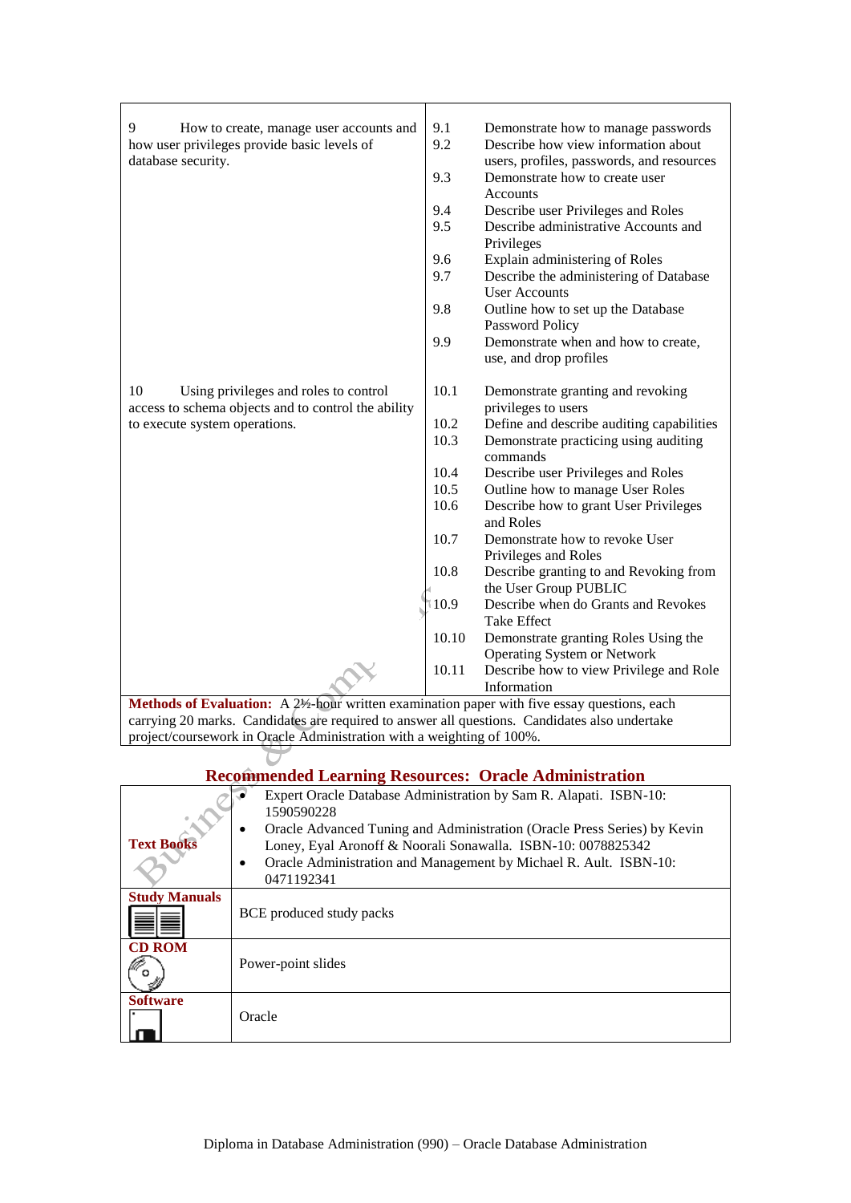| | |
|---|---|
| 9 How to create, manage user accounts and how user privileges provide basic levels of database security. | 9.1 Demonstrate how to manage passwords<br>9.2 Describe how view information about users, profiles, passwords, and resources<br>9.3 Demonstrate how to create user Accounts<br>9.4 Describe user Privileges and Roles<br>9.5 Describe administrative Accounts and Privileges<br>9.6 Explain administering of Roles<br>9.7 Describe the administering of Database User Accounts<br>9.8 Outline how to set up the Database Password Policy<br>9.9 Demonstrate when and how to create, use, and drop profiles |
| 10 Using privileges and roles to control access to schema objects and to control the ability to execute system operations. | 10.1 Demonstrate granting and revoking privileges to users<br>10.2 Define and describe auditing capabilities<br>10.3 Demonstrate practicing using auditing commands<br>10.4 Describe user Privileges and Roles<br>10.5 Outline how to manage User Roles<br>10.6 Describe how to grant User Privileges and Roles<br>10.7 Demonstrate how to revoke User Privileges and Roles<br>10.8 Describe granting to and Revoking from the User Group PUBLIC<br>10.9 Describe when do Grants and Revokes Take Effect<br>10.10 Demonstrate granting Roles Using the Operating System or Network<br>10.11 Describe how to view Privilege and Role Information |

**Methods of Evaluation:** A 2½-hour written examination paper with five essay questions, each carrying 20 marks. Candidates are required to answer all questions. Candidates also undertake project/coursework in Oracle Administration with a weighting of 100%.

## Recommended Learning Resources: Oracle Administration

| | |
|---|---|
| **Text Books** | • Expert Oracle Database Administration by Sam R. Alapati. ISBN-10: 1590590228<br>• Oracle Advanced Tuning and Administration (Oracle Press Series) by Kevin Loney, Eyal Aronoff & Noorali Sonawalla. ISBN-10: 0078825342<br>• Oracle Administration and Management by Michael R. Ault. ISBN-10: 0471192341 |
| **Study Manuals** | BCE produced study packs |
| **CD ROM** | Power-point slides |
| **Software** | Oracle |